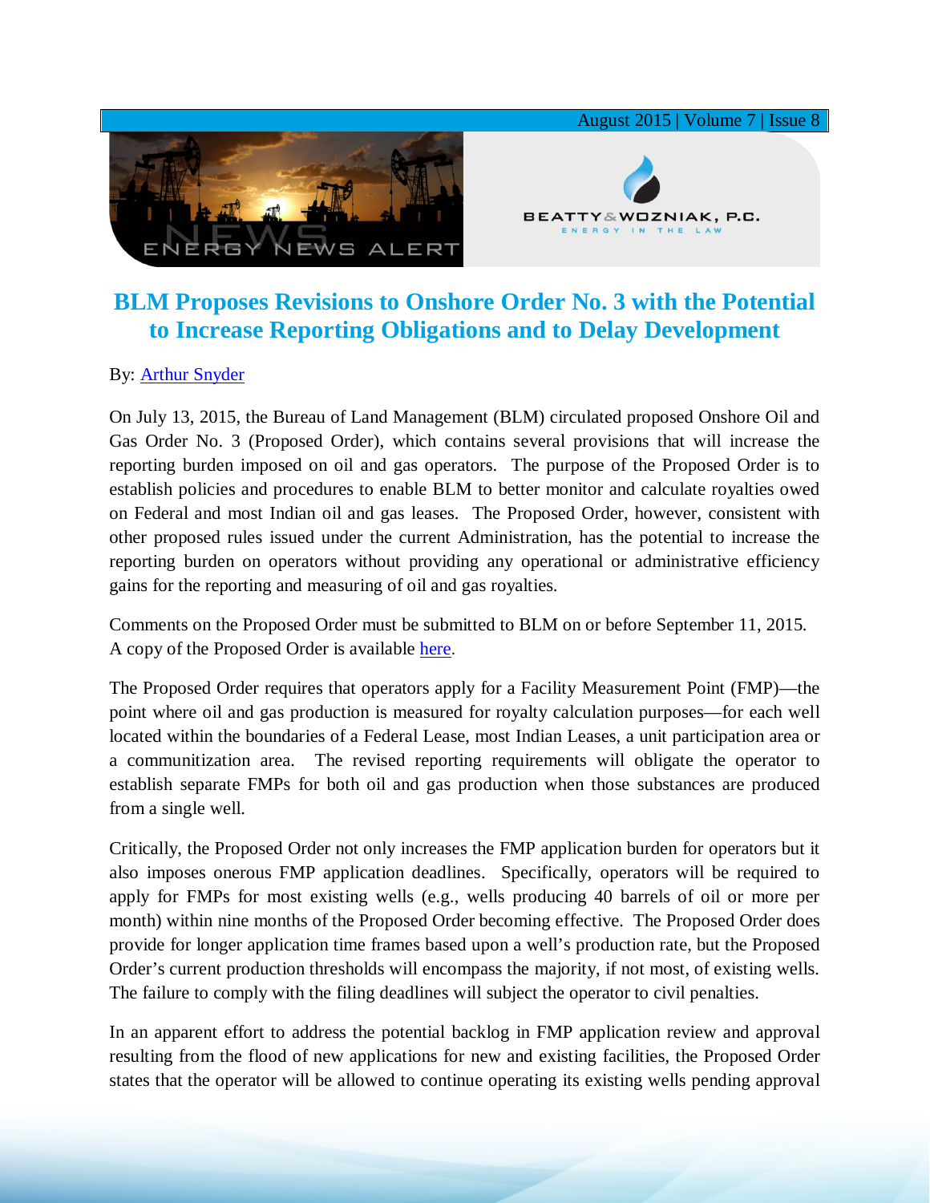# BLM Proposes Revisions to Onshore Order No. 3 with the Potential to Increase Reporting Obligations and to Delay Development

By: Arthur Snyder

On July 13, 2015, the Bureau of Land Management (BLM) circulated proposed Onshore Oil and Gas Order No. 3 (Proposed Order), which contains several provisions that will increase the reporting burden imposed on oil and gas operators. The purpose of the Proposed Order is to establish policies and procedures to enable BLM to better monitor and calculate royalties owed on Federal and most Indian oil and gas leases. The Proposed Order, however, consistent with other proposed rules issued under the current Administration, has the potential to increase the reporting burden on operators without providing any operational or administrative efficiency gains for the reporting and measuring of oil and gas royalties.

Comments on the Proposed Order must be submitted to BLM on or before September 11, 2015. A copy of the Proposed Order is available here.

The Proposed Order requires that operators apply for a Facility Measurement Point (FMP)—the point where oil and gas production is measured for royalty calculation purposes—for each well located within the boundaries of a Federal Lease, most Indian Leases, a unit participation area or a communitization area. The revised reporting requirements will obligate the operator to establish separate FMPs for both oil and gas production when those substances are produced from a single well.

Critically, the Proposed Order not only increases the FMP application burden for operators but it also imposes onerous FMP application deadlines. Specifically, operators will be required to apply for FMPs for most existing wells (e.g., wells producing 40 barrels of oil or more per month) within nine months of the Proposed Order becoming effective. The Proposed Order does provide for longer application time frames based upon a well's production rate, but the Proposed Order's current production thresholds will encompass the majority, if not most, of existing wells. The failure to comply with the filing deadlines will subject the operator to civil penalties.

In an apparent effort to address the potential backlog in FMP application review and approval resulting from the flood of new applications for new and existing facilities, the Proposed Order states that the operator will be allowed to continue operating its existing wells pending approval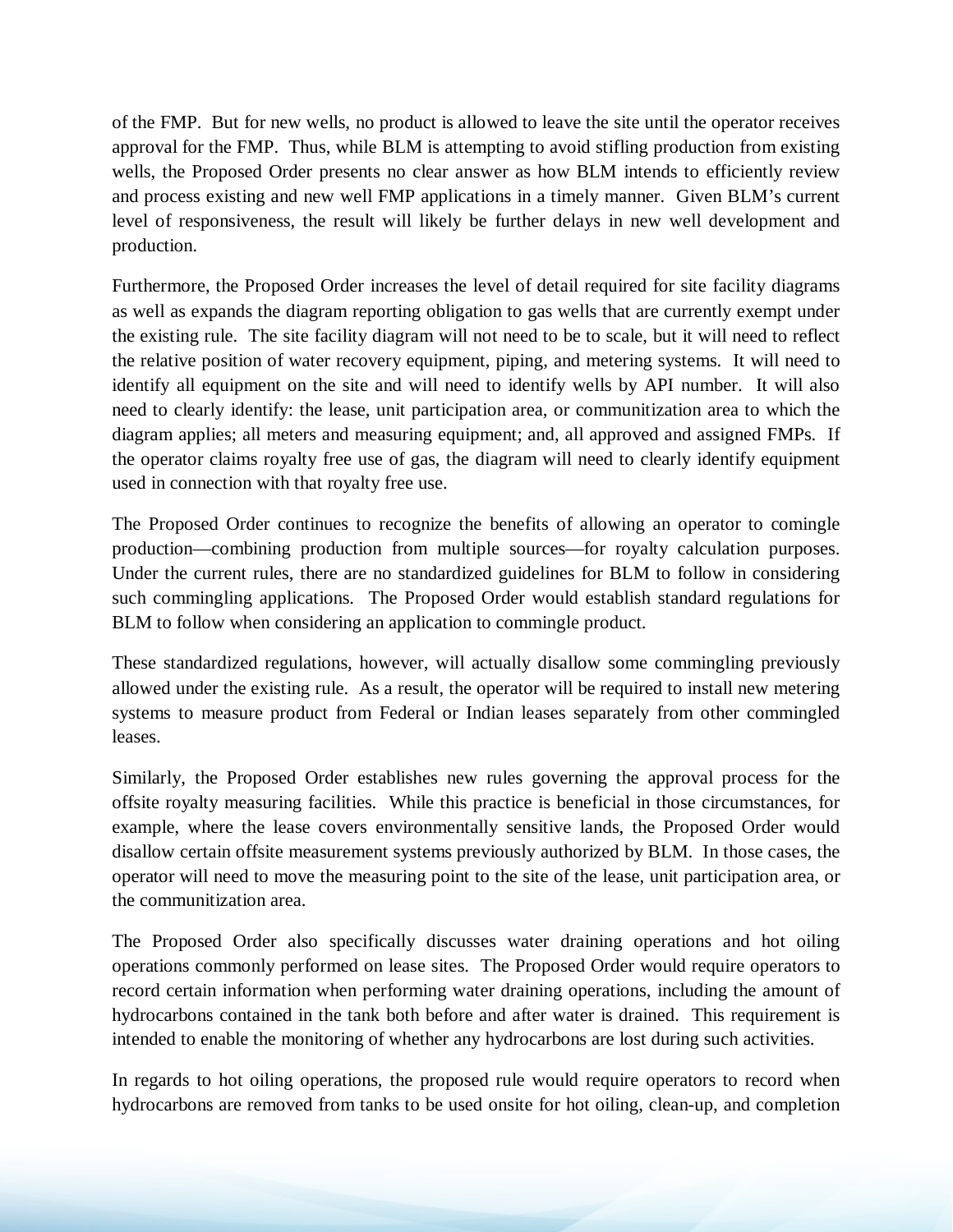of the FMP. But for new wells, no product is allowed to leave the site until the operator receives approval for the FMP. Thus, while BLM is attempting to avoid stifling production from existing wells, the Proposed Order presents no clear answer as how BLM intends to efficiently review and process existing and new well FMP applications in a timely manner. Given BLM's current level of responsiveness, the result will likely be further delays in new well development and production.

Furthermore, the Proposed Order increases the level of detail required for site facility diagrams as well as expands the diagram reporting obligation to gas wells that are currently exempt under the existing rule. The site facility diagram will not need to be to scale, but it will need to reflect the relative position of water recovery equipment, piping, and metering systems. It will need to identify all equipment on the site and will need to identify wells by API number. It will also need to clearly identify: the lease, unit participation area, or communitization area to which the diagram applies; all meters and measuring equipment; and, all approved and assigned FMPs. If the operator claims royalty free use of gas, the diagram will need to clearly identify equipment used in connection with that royalty free use.

The Proposed Order continues to recognize the benefits of allowing an operator to comingle production—combining production from multiple sources—for royalty calculation purposes. Under the current rules, there are no standardized guidelines for BLM to follow in considering such commingling applications. The Proposed Order would establish standard regulations for BLM to follow when considering an application to commingle product.

These standardized regulations, however, will actually disallow some commingling previously allowed under the existing rule. As a result, the operator will be required to install new metering systems to measure product from Federal or Indian leases separately from other commingled leases.

Similarly, the Proposed Order establishes new rules governing the approval process for the offsite royalty measuring facilities. While this practice is beneficial in those circumstances, for example, where the lease covers environmentally sensitive lands, the Proposed Order would disallow certain offsite measurement systems previously authorized by BLM. In those cases, the operator will need to move the measuring point to the site of the lease, unit participation area, or the communitization area.

The Proposed Order also specifically discusses water draining operations and hot oiling operations commonly performed on lease sites. The Proposed Order would require operators to record certain information when performing water draining operations, including the amount of hydrocarbons contained in the tank both before and after water is drained. This requirement is intended to enable the monitoring of whether any hydrocarbons are lost during such activities.

In regards to hot oiling operations, the proposed rule would require operators to record when hydrocarbons are removed from tanks to be used onsite for hot oiling, clean-up, and completion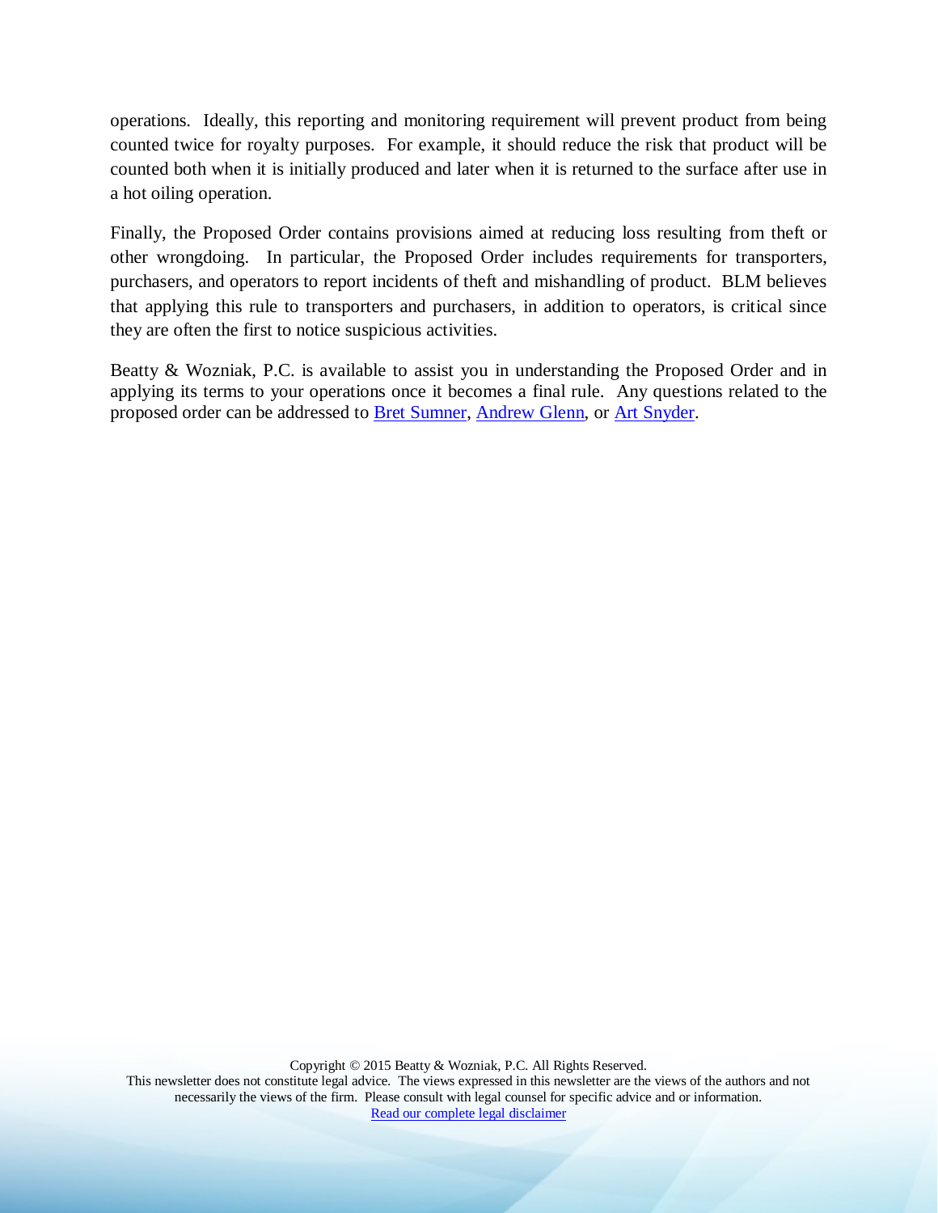operations. Ideally, this reporting and monitoring requirement will prevent product from being counted twice for royalty purposes. For example, it should reduce the risk that product will be counted both when it is initially produced and later when it is returned to the surface after use in a hot oiling operation.

Finally, the Proposed Order contains provisions aimed at reducing loss resulting from theft or other wrongdoing. In particular, the Proposed Order includes requirements for transporters, purchasers, and operators to report incidents of theft and mishandling of product. BLM believes that applying this rule to transporters and purchasers, in addition to operators, is critical since they are often the first to notice suspicious activities.

Beatty & Wozniak, P.C. is available to assist you in understanding the Proposed Order and in applying its terms to your operations once it becomes a final rule. Any questions related to the proposed order can be addressed to Bret Sumner, Andrew Glenn, or Art Snyder.

Copyright © 2015 Beatty & Wozniak, P.C. All Rights Reserved.
This newsletter does not constitute legal advice. The views expressed in this newsletter are the views of the authors and not necessarily the views of the firm. Please consult with legal counsel for specific advice and or information.
Read our complete legal disclaimer